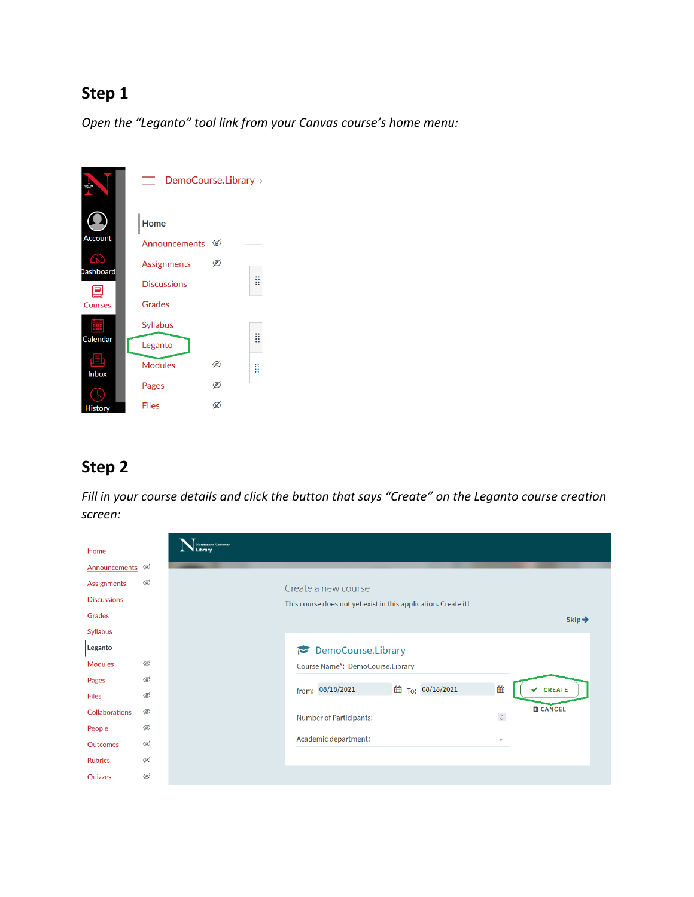## Step 1

*Open the "Leganto" tool link from your Canvas course's home menu:*

## Step 2

*Fill in your course details and click the button that says "Create" on the Leganto course creation screen:*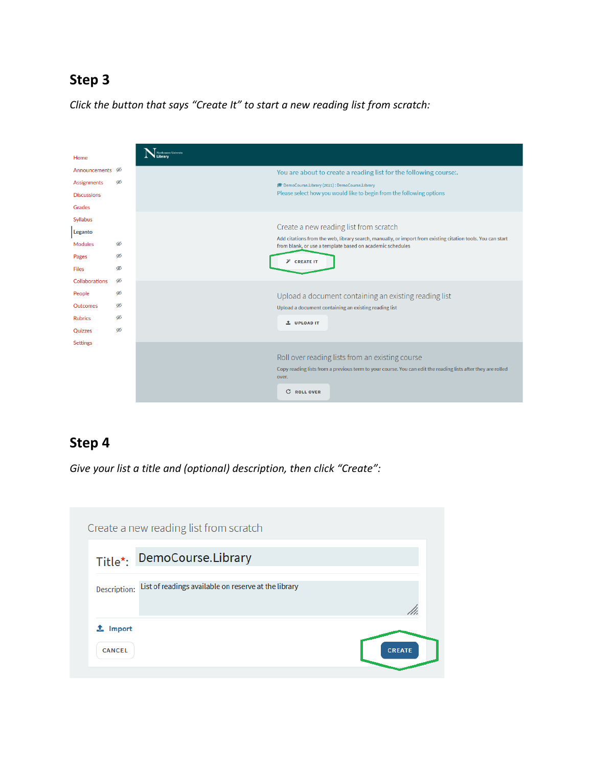## Step 3

*Click the button that says "Create It" to start a new reading list from scratch:*

## Step 4

*Give your list a title and (optional) description, then click "Create":*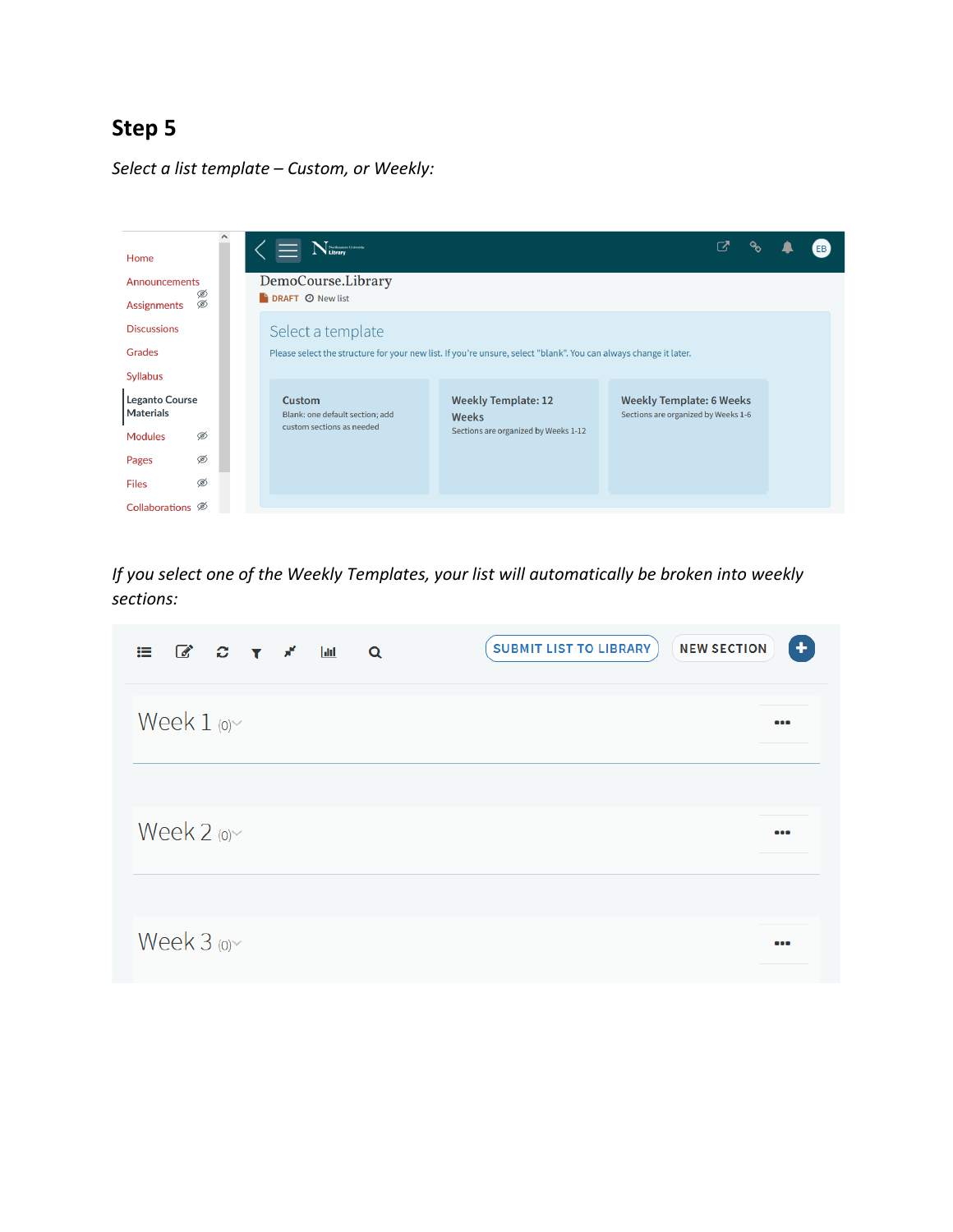## Step 5

*Select a list template – Custom, or Weekly:*

*If you select one of the Weekly Templates, your list will automatically be broken into weekly sections:*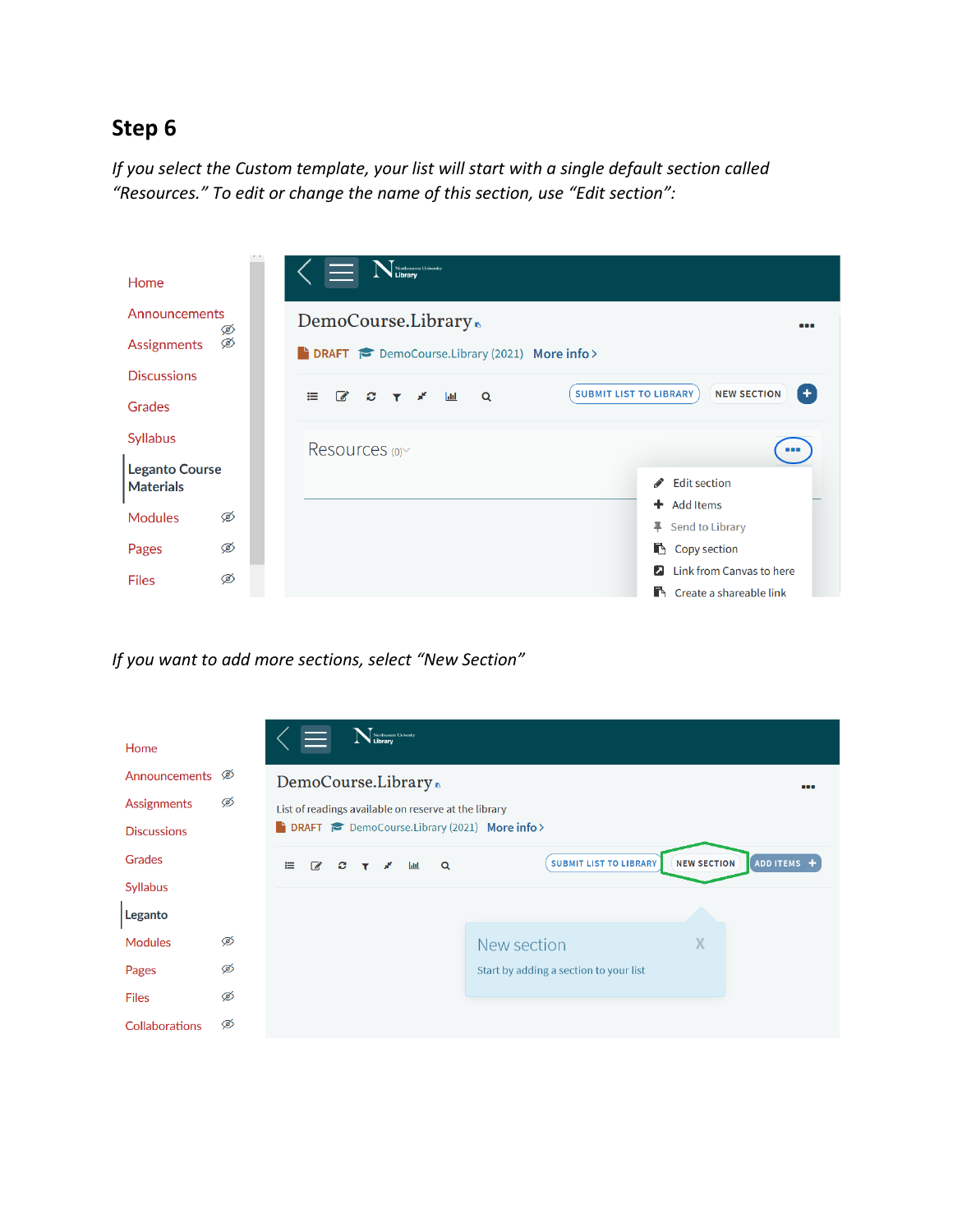## Step 6

*If you select the Custom template, your list will start with a single default section called "Resources." To edit or change the name of this section, use "Edit section":*

*If you want to add more sections, select "New Section"*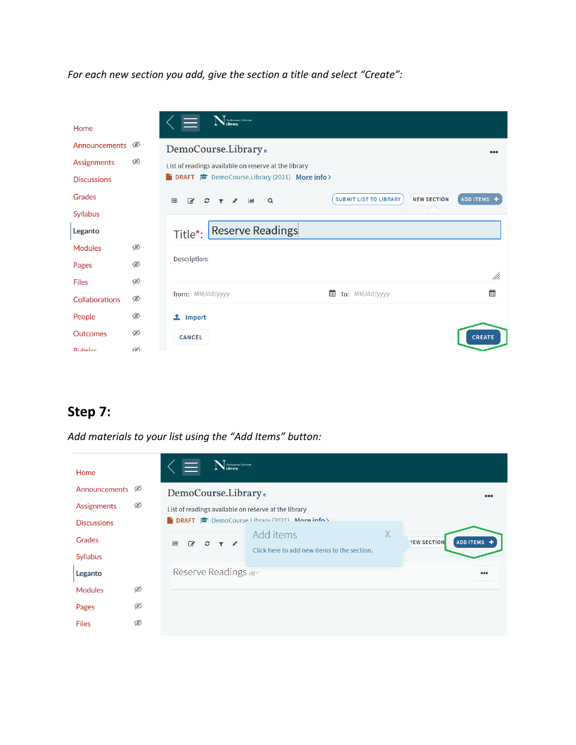*For each new section you add, give the section a title and select "Create":*

## Step 7:

*Add materials to your list using the "Add Items" button:*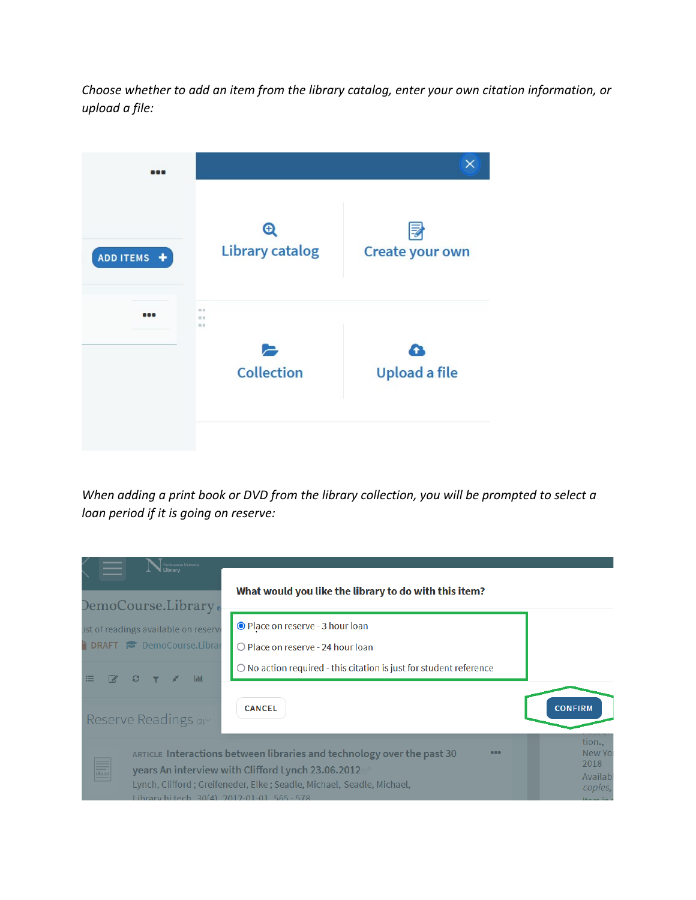*Choose whether to add an item from the library catalog, enter your own citation information, or upload a file:*

*When adding a print book or DVD from the library collection, you will be prompted to select a loan period if it is going on reserve:*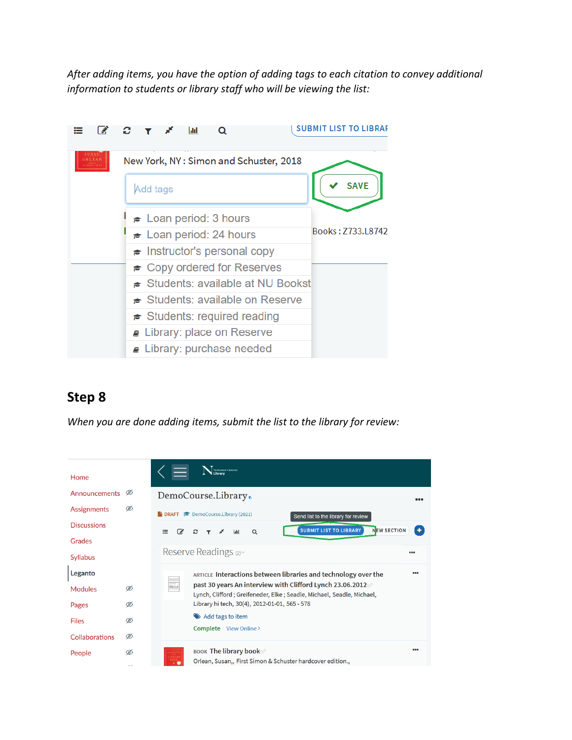*After adding items, you have the option of adding tags to each citation to convey additional information to students or library staff who will be viewing the list:*

## Step 8

*When you are done adding items, submit the list to the library for review:*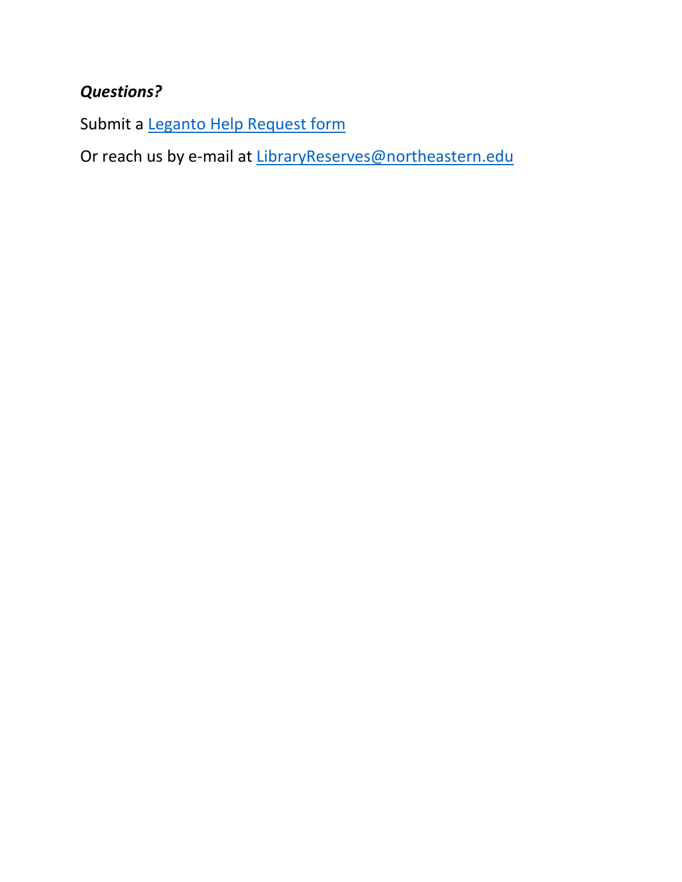***Questions?***

Submit a [Leganto Help Request form]()

Or reach us by e-mail at [LibraryReserves@northeastern.edu](mailto:LibraryReserves@northeastern.edu)